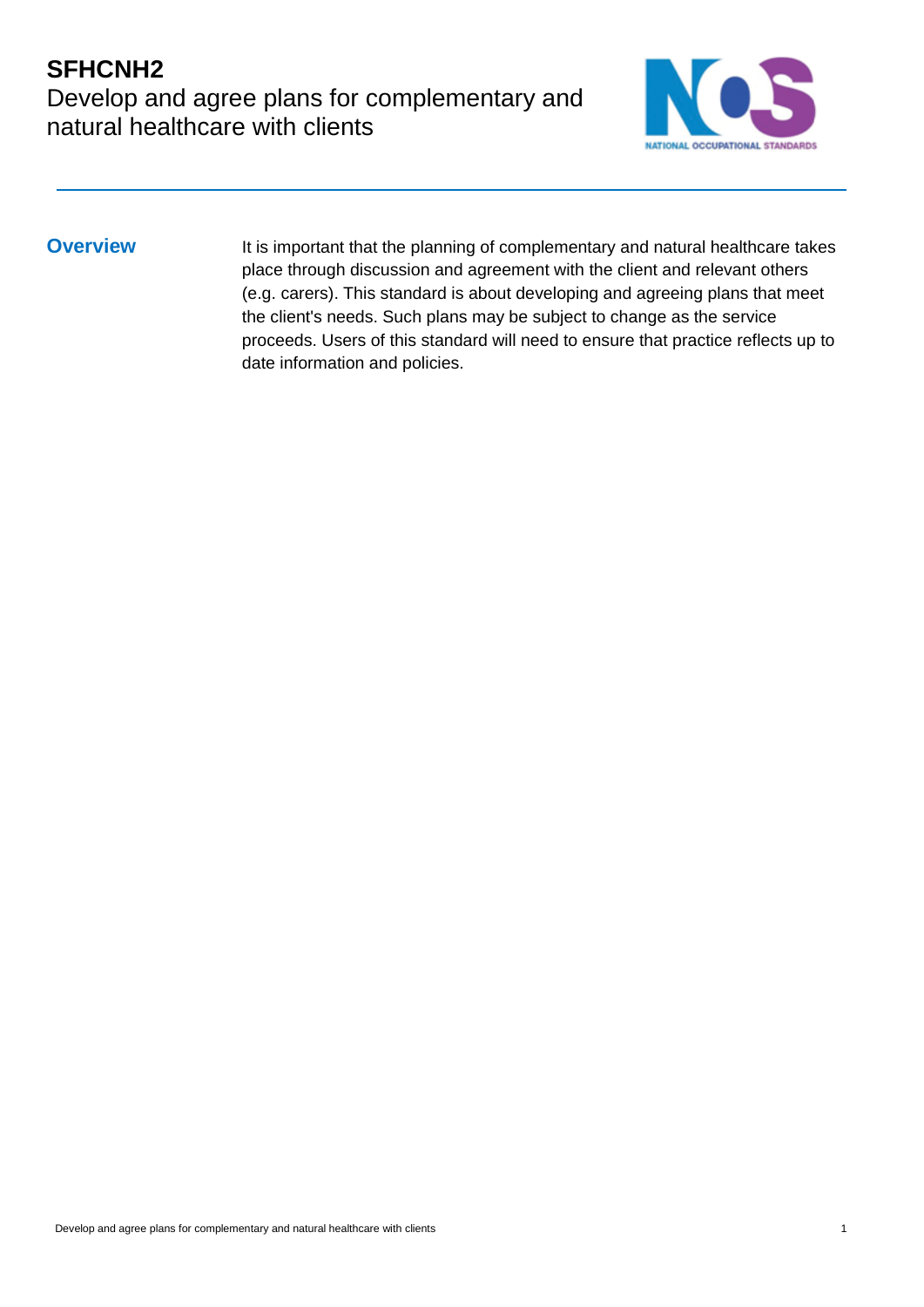# SFHCNH2

## Develop and agree plans for complementary and natural healthcare with clients

## Overview

It is important that the planning of complementary and natural healthcare takes place through discussion and agreement with the client and relevant others (e.g. carers). This standard is about developing and agreeing plans that meet the client's needs. Such plans may be subject to change as the service proceeds. Users of this standard will need to ensure that practice reflects up to date information and policies.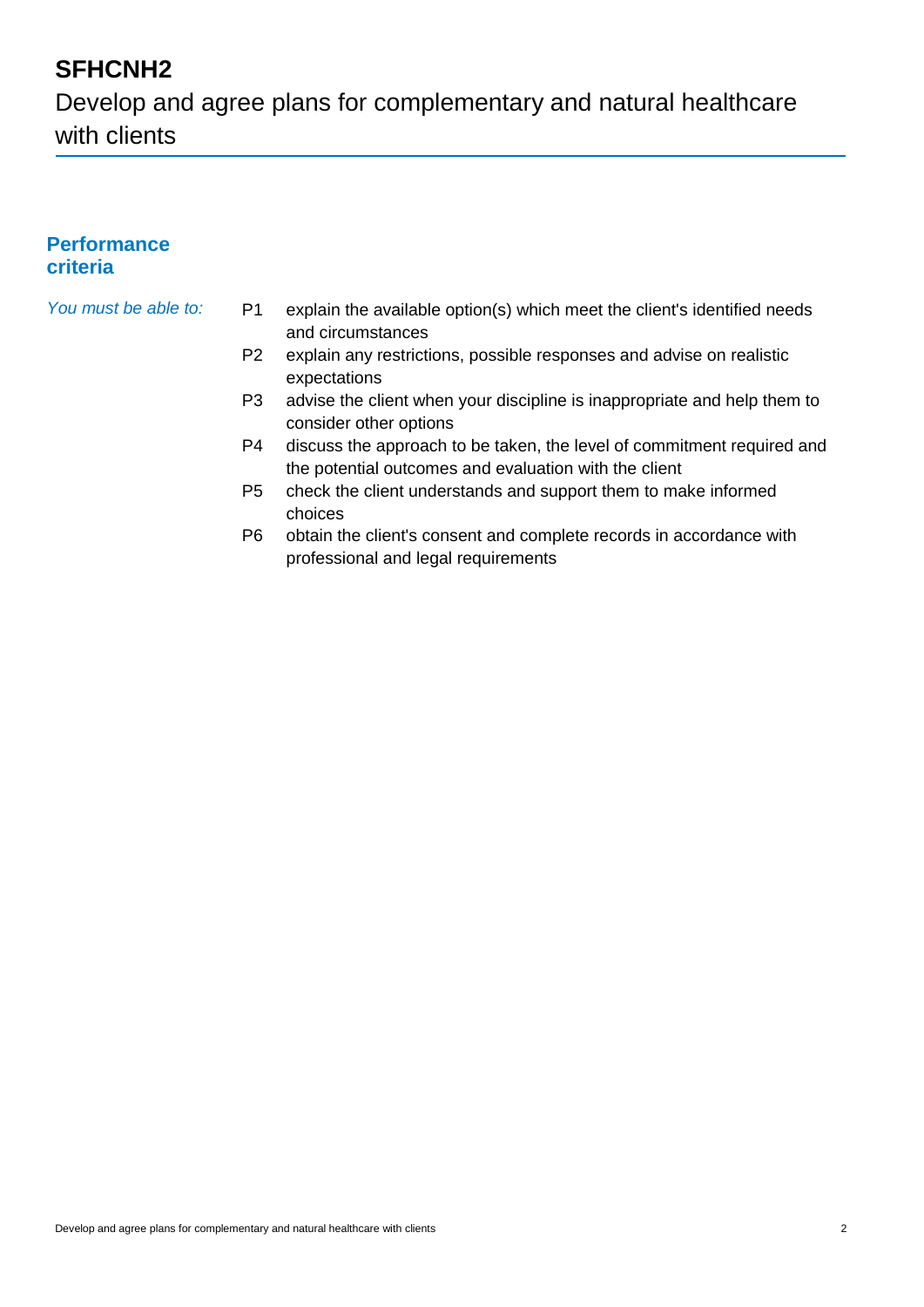# SFHCNH2

Develop and agree plans for complementary and natural healthcare with clients

## Performance criteria

*You must be able to:*

- P1 explain the available option(s) which meet the client's identified needs and circumstances
- P2 explain any restrictions, possible responses and advise on realistic expectations
- P3 advise the client when your discipline is inappropriate and help them to consider other options
- P4 discuss the approach to be taken, the level of commitment required and the potential outcomes and evaluation with the client
- P5 check the client understands and support them to make informed choices
- P6 obtain the client's consent and complete records in accordance with professional and legal requirements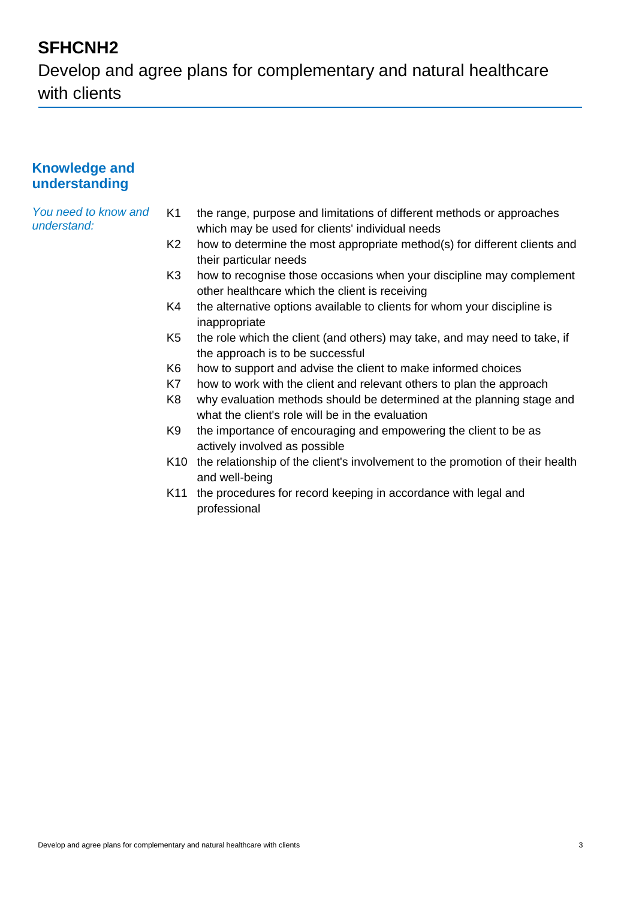# SFHCNH2

Develop and agree plans for complementary and natural healthcare with clients

## Knowledge and understanding

*You need to know and understand:*

- K1 the range, purpose and limitations of different methods or approaches which may be used for clients' individual needs
- K2 how to determine the most appropriate method(s) for different clients and their particular needs
- K3 how to recognise those occasions when your discipline may complement other healthcare which the client is receiving
- K4 the alternative options available to clients for whom your discipline is inappropriate
- K5 the role which the client (and others) may take, and may need to take, if the approach is to be successful
- K6 how to support and advise the client to make informed choices
- K7 how to work with the client and relevant others to plan the approach
- K8 why evaluation methods should be determined at the planning stage and what the client's role will be in the evaluation
- K9 the importance of encouraging and empowering the client to be as actively involved as possible
- K10 the relationship of the client's involvement to the promotion of their health and well-being
- K11 the procedures for record keeping in accordance with legal and professional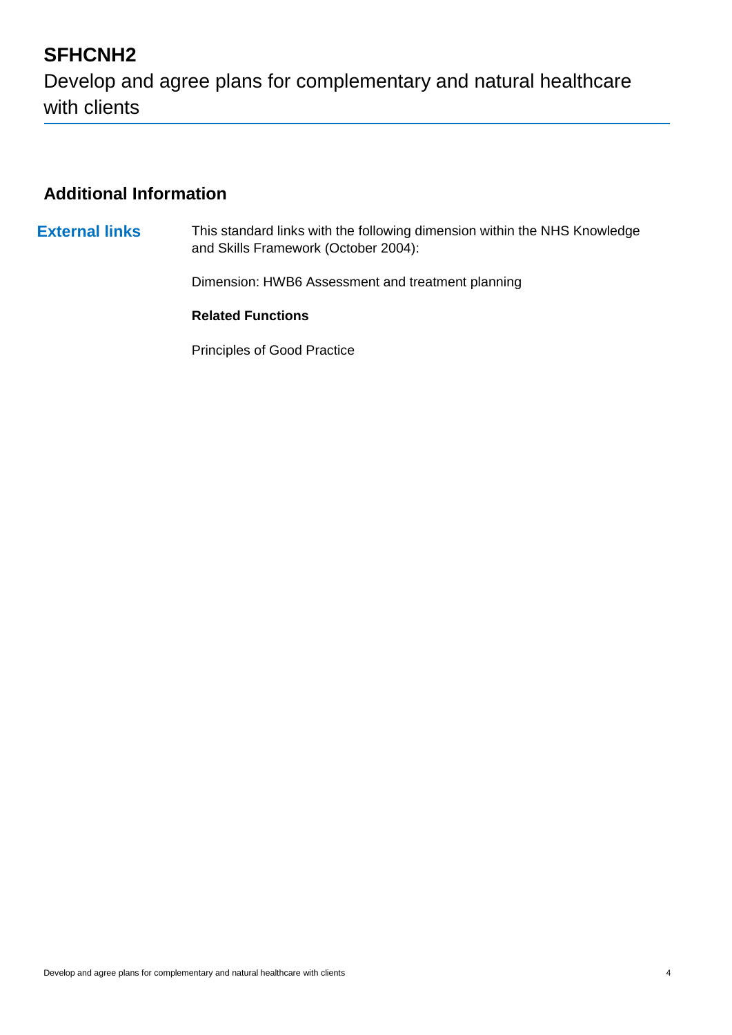# SFHCNH2

Develop and agree plans for complementary and natural healthcare with clients

## Additional Information

**External links**

This standard links with the following dimension within the NHS Knowledge and Skills Framework (October 2004):

Dimension: HWB6 Assessment and treatment planning

**Related Functions**

Principles of Good Practice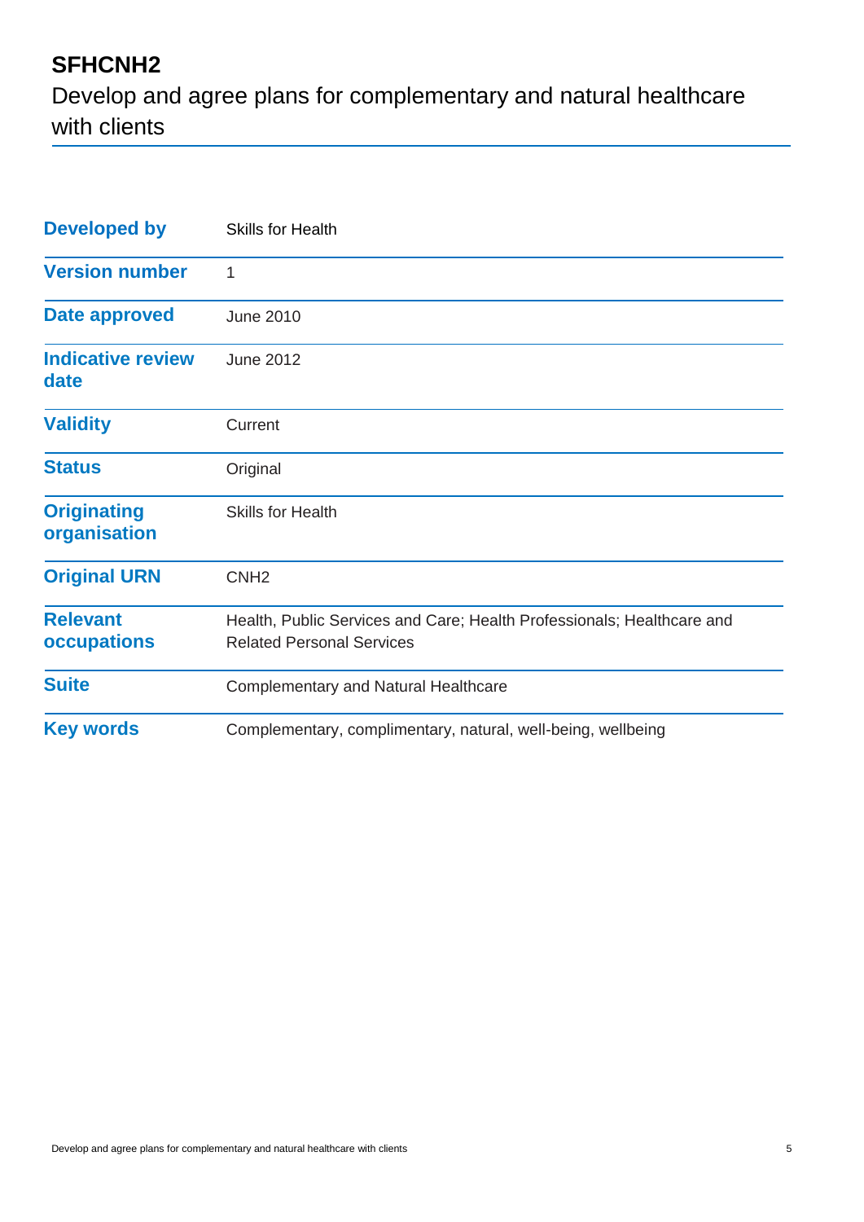# SFHCNH2

## Develop and agree plans for complementary and natural healthcare with clients

| | |
|---|---|
| **Developed by** | Skills for Health |
| **Version number** | 1 |
| **Date approved** | June 2010 |
| **Indicative review date** | June 2012 |
| **Validity** | Current |
| **Status** | Original |
| **Originating organisation** | Skills for Health |
| **Original URN** | CNH2 |
| **Relevant occupations** | Health, Public Services and Care; Health Professionals; Healthcare and Related Personal Services |
| **Suite** | Complementary and Natural Healthcare |
| **Key words** | Complementary, complimentary, natural, well-being, wellbeing |